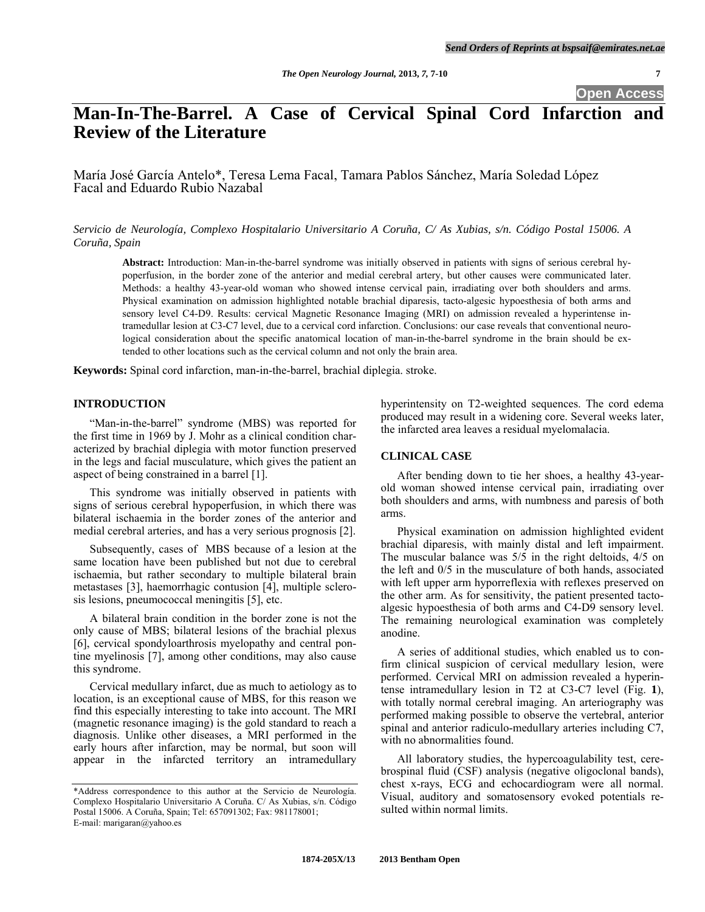# Man-In-The-Barrel. A Case of Cervical Spinal Cord Infarction and Review of the Literature

María José García Antelo*, Teresa Lema Facal, Tamara Pablos Sánchez, María Soledad López Facal and Eduardo Rubio Nazabal

*Servicio de Neurología, Complexo Hospitalario Universitario A Coruña, C/ As Xubias, s/n. Código Postal 15006. A Coruña, Spain*

**Abstract:** Introduction: Man-in-the-barrel syndrome was initially observed in patients with signs of serious cerebral hypoperfusion, in the border zone of the anterior and medial cerebral artery, but other causes were communicated later. Methods: a healthy 43-year-old woman who showed intense cervical pain, irradiating over both shoulders and arms. Physical examination on admission highlighted notable brachial diparesis, tacto-algesic hypoesthesia of both arms and sensory level C4-D9. Results: cervical Magnetic Resonance Imaging (MRI) on admission revealed a hyperintense intramedullar lesion at C3-C7 level, due to a cervical cord infarction. Conclusions: our case reveals that conventional neurological consideration about the specific anatomical location of man-in-the-barrel syndrome in the brain should be extended to other locations such as the cervical column and not only the brain area.

**Keywords:** Spinal cord infarction, man-in-the-barrel, brachial diplegia. stroke.

## INTRODUCTION

"Man-in-the-barrel" syndrome (MBS) was reported for the first time in 1969 by J. Mohr as a clinical condition characterized by brachial diplegia with motor function preserved in the legs and facial musculature, which gives the patient an aspect of being constrained in a barrel [1].

This syndrome was initially observed in patients with signs of serious cerebral hypoperfusion, in which there was bilateral ischaemia in the border zones of the anterior and medial cerebral arteries, and has a very serious prognosis [2].

Subsequently, cases of MBS because of a lesion at the same location have been published but not due to cerebral ischaemia, but rather secondary to multiple bilateral brain metastases [3], haemorrhagic contusion [4], multiple sclerosis lesions, pneumococcal meningitis [5], etc.

A bilateral brain condition in the border zone is not the only cause of MBS; bilateral lesions of the brachial plexus [6], cervical spondyloarthrosis myelopathy and central pontine myelinosis [7], among other conditions, may also cause this syndrome.

Cervical medullary infarct, due as much to aetiology as to location, is an exceptional cause of MBS, for this reason we find this especially interesting to take into account. The MRI (magnetic resonance imaging) is the gold standard to reach a diagnosis. Unlike other diseases, a MRI performed in the early hours after infarction, may be normal, but soon will appear in the infarcted territory an intramedullary hyperintensity on T2-weighted sequences. The cord edema produced may result in a widening core. Several weeks later, the infarcted area leaves a residual myelomalacia.

## CLINICAL CASE

After bending down to tie her shoes, a healthy 43-year-old woman showed intense cervical pain, irradiating over both shoulders and arms, with numbness and paresis of both arms.

Physical examination on admission highlighted evident brachial diparesis, with mainly distal and left impairment. The muscular balance was 5/5 in the right deltoids, 4/5 on the left and 0/5 in the musculature of both hands, associated with left upper arm hyporreflexia with reflexes preserved on the other arm. As for sensitivity, the patient presented tacto-algesic hypoesthesia of both arms and C4-D9 sensory level. The remaining neurological examination was completely anodine.

A series of additional studies, which enabled us to confirm clinical suspicion of cervical medullary lesion, were performed. Cervical MRI on admission revealed a hyperintense intramedullary lesion in T2 at C3-C7 level (Fig. **1**), with totally normal cerebral imaging. An arteriography was performed making possible to observe the vertebral, anterior spinal and anterior radiculo-medullary arteries including C7, with no abnormalities found.

All laboratory studies, the hypercoagulability test, cerebrospinal fluid (CSF) analysis (negative oligoclonal bands), chest x-rays, ECG and echocardiogram were all normal. Visual, auditory and somatosensory evoked potentials resulted within normal limits.

*Address correspondence to this author at the Servicio de Neurología. Complexo Hospitalario Universitario A Coruña. C/ As Xubias, s/n. Código Postal 15006. A Coruña, Spain; Tel: 657091302; Fax: 981178001; E-mail: marigaran@yahoo.es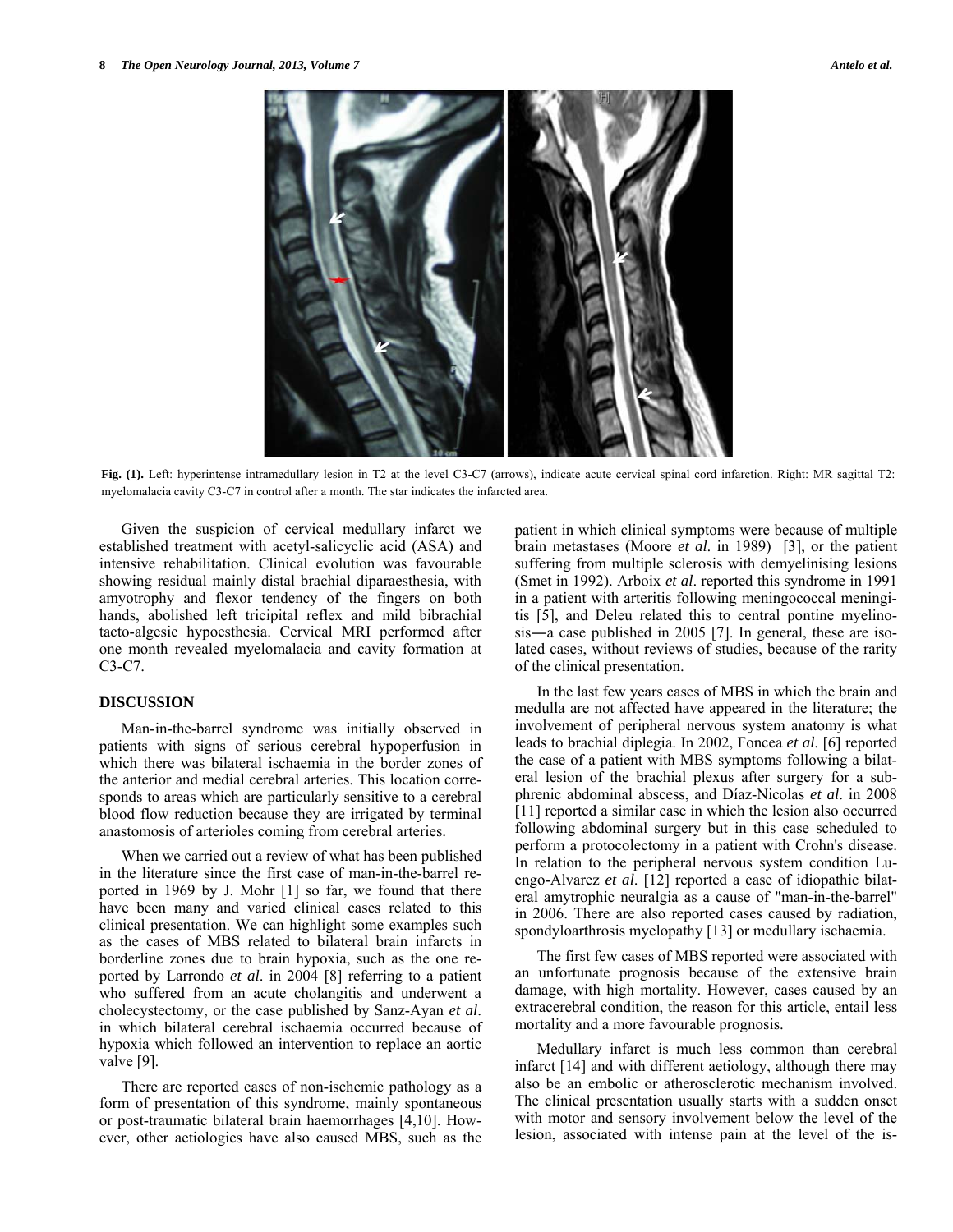**Fig. (1).** Left: hyperintense intramedullary lesion in T2 at the level C3-C7 (arrows), indicate acute cervical spinal cord infarction. Right: MR sagittal T2: myelomalacia cavity C3-C7 in control after a month. The star indicates the infarcted area.

Given the suspicion of cervical medullary infarct we established treatment with acetyl-salicyclic acid (ASA) and intensive rehabilitation. Clinical evolution was favourable showing residual mainly distal brachial diparaesthesia, with amyotrophy and flexor tendency of the fingers on both hands, abolished left tricipital reflex and mild bibrachial tacto-algesic hypoesthesia. Cervical MRI performed after one month revealed myelomalacia and cavity formation at C3-C7.

## DISCUSSION

Man-in-the-barrel syndrome was initially observed in patients with signs of serious cerebral hypoperfusion in which there was bilateral ischaemia in the border zones of the anterior and medial cerebral arteries. This location corresponds to areas which are particularly sensitive to a cerebral blood flow reduction because they are irrigated by terminal anastomosis of arterioles coming from cerebral arteries.

When we carried out a review of what has been published in the literature since the first case of man-in-the-barrel reported in 1969 by J. Mohr [1] so far, we found that there have been many and varied clinical cases related to this clinical presentation. We can highlight some examples such as the cases of MBS related to bilateral brain infarcts in borderline zones due to brain hypoxia, such as the one reported by Larrondo *et al*. in 2004 [8] referring to a patient who suffered from an acute cholangitis and underwent a cholecystectomy, or the case published by Sanz-Ayan *et al*. in which bilateral cerebral ischaemia occurred because of hypoxia which followed an intervention to replace an aortic valve [9].

There are reported cases of non-ischemic pathology as a form of presentation of this syndrome, mainly spontaneous or post-traumatic bilateral brain haemorrhages [4,10]. However, other aetiologies have also caused MBS, such as the patient in which clinical symptoms were because of multiple brain metastases (Moore *et al*. in 1989) [3], or the patient suffering from multiple sclerosis with demyelinising lesions (Smet in 1992). Arboix *et al*. reported this syndrome in 1991 in a patient with arteritis following meningococcal meningitis [5], and Deleu related this to central pontine myelinosis―a case published in 2005 [7]. In general, these are isolated cases, without reviews of studies, because of the rarity of the clinical presentation.

In the last few years cases of MBS in which the brain and medulla are not affected have appeared in the literature; the involvement of peripheral nervous system anatomy is what leads to brachial diplegia. In 2002, Foncea *et al*. [6] reported the case of a patient with MBS symptoms following a bilateral lesion of the brachial plexus after surgery for a subphrenic abdominal abscess, and Díaz-Nicolas *et al*. in 2008 [11] reported a similar case in which the lesion also occurred following abdominal surgery but in this case scheduled to perform a protocolectomy in a patient with Crohn's disease. In relation to the peripheral nervous system condition Luengo-Alvarez *et al*. [12] reported a case of idiopathic bilateral amytrophic neuralgia as a cause of "man-in-the-barrel" in 2006. There are also reported cases caused by radiation, spondyloarthrosis myelopathy [13] or medullary ischaemia.

The first few cases of MBS reported were associated with an unfortunate prognosis because of the extensive brain damage, with high mortality. However, cases caused by an extracerebral condition, the reason for this article, entail less mortality and a more favourable prognosis.

Medullary infarct is much less common than cerebral infarct [14] and with different aetiology, although there may also be an embolic or atherosclerotic mechanism involved. The clinical presentation usually starts with a sudden onset with motor and sensory involvement below the level of the lesion, associated with intense pain at the level of the is-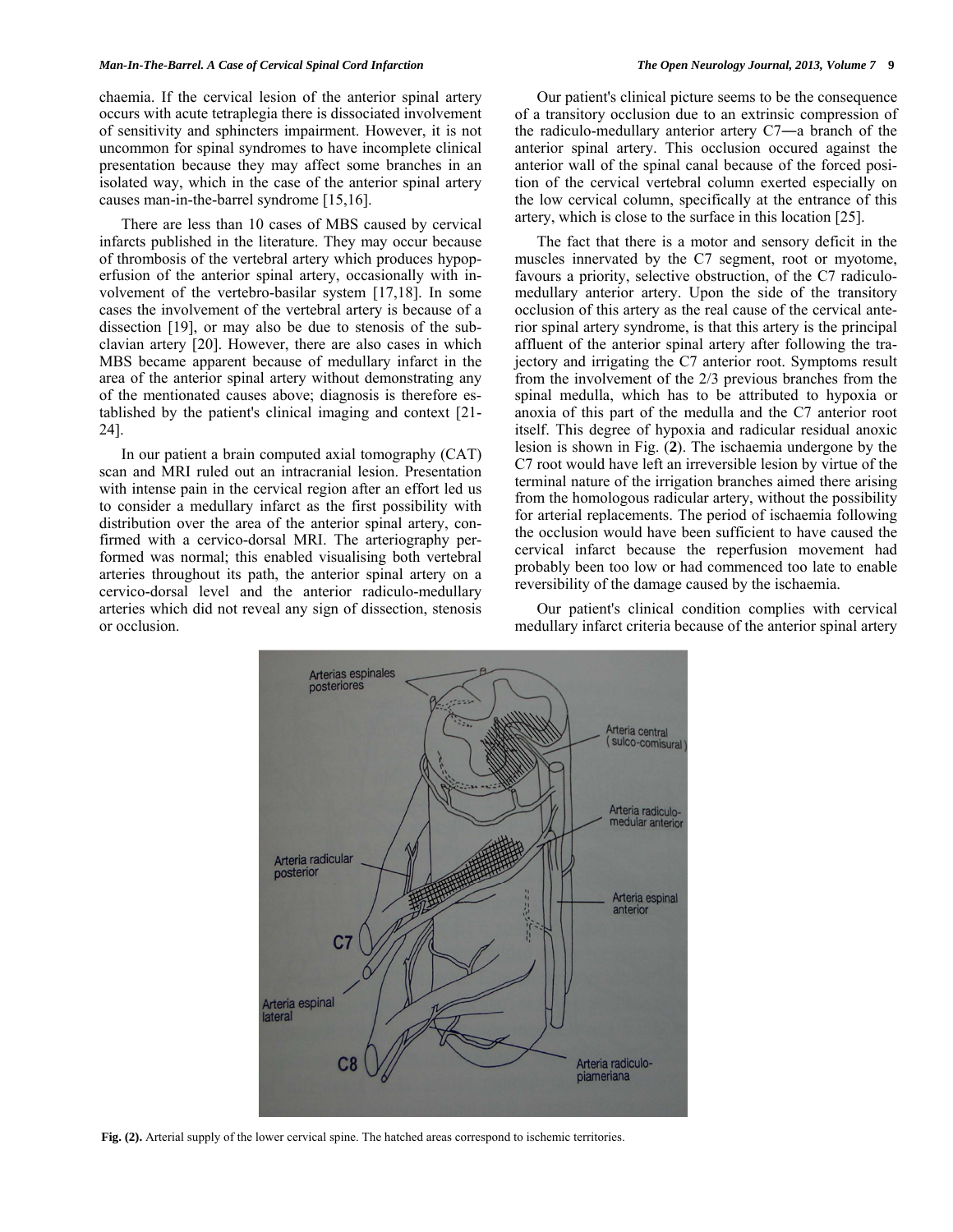chaemia. If the cervical lesion of the anterior spinal artery occurs with acute tetraplegia there is dissociated involvement of sensitivity and sphincters impairment. However, it is not uncommon for spinal syndromes to have incomplete clinical presentation because they may affect some branches in an isolated way, which in the case of the anterior spinal artery causes man-in-the-barrel syndrome [15,16].

There are less than 10 cases of MBS caused by cervical infarcts published in the literature. They may occur because of thrombosis of the vertebral artery which produces hypoperfusion of the anterior spinal artery, occasionally with involvement of the vertebro-basilar system [17,18]. In some cases the involvement of the vertebral artery is because of a dissection [19], or may also be due to stenosis of the subclavian artery [20]. However, there are also cases in which MBS became apparent because of medullary infarct in the area of the anterior spinal artery without demonstrating any of the mentionated causes above; diagnosis is therefore established by the patient's clinical imaging and context [21-24].

In our patient a brain computed axial tomography (CAT) scan and MRI ruled out an intracranial lesion. Presentation with intense pain in the cervical region after an effort led us to consider a medullary infarct as the first possibility with distribution over the area of the anterior spinal artery, confirmed with a cervico-dorsal MRI. The arteriography performed was normal; this enabled visualising both vertebral arteries throughout its path, the anterior spinal artery on a cervico-dorsal level and the anterior radiculo-medullary arteries which did not reveal any sign of dissection, stenosis or occlusion.

Our patient's clinical picture seems to be the consequence of a transitory occlusion due to an extrinsic compression of the radiculo-medullary anterior artery C7―a branch of the anterior spinal artery. This occlusion occured against the anterior wall of the spinal canal because of the forced position of the cervical vertebral column exerted especially on the low cervical column, specifically at the entrance of this artery, which is close to the surface in this location [25].

The fact that there is a motor and sensory deficit in the muscles innervated by the C7 segment, root or myotome, favours a priority, selective obstruction, of the C7 radiculo-medullary anterior artery. Upon the side of the transitory occlusion of this artery as the real cause of the cervical anterior spinal artery syndrome, is that this artery is the principal affluent of the anterior spinal artery after following the trajectory and irrigating the C7 anterior root. Symptoms result from the involvement of the 2/3 previous branches from the spinal medulla, which has to be attributed to hypoxia or anoxia of this part of the medulla and the C7 anterior root itself. This degree of hypoxia and radicular residual anoxic lesion is shown in Fig. (**2**). The ischaemia undergone by the C7 root would have left an irreversible lesion by virtue of the terminal nature of the irrigation branches aimed there arising from the homologous radicular artery, without the possibility for arterial replacements. The period of ischaemia following the occlusion would have been sufficient to have caused the cervical infarct because the reperfusion movement had probably been too low or had commenced too late to enable reversibility of the damage caused by the ischaemia.

Our patient's clinical condition complies with cervical medullary infarct criteria because of the anterior spinal artery

**Fig. (2).** Arterial supply of the lower cervical spine. The hatched areas correspond to ischemic territories.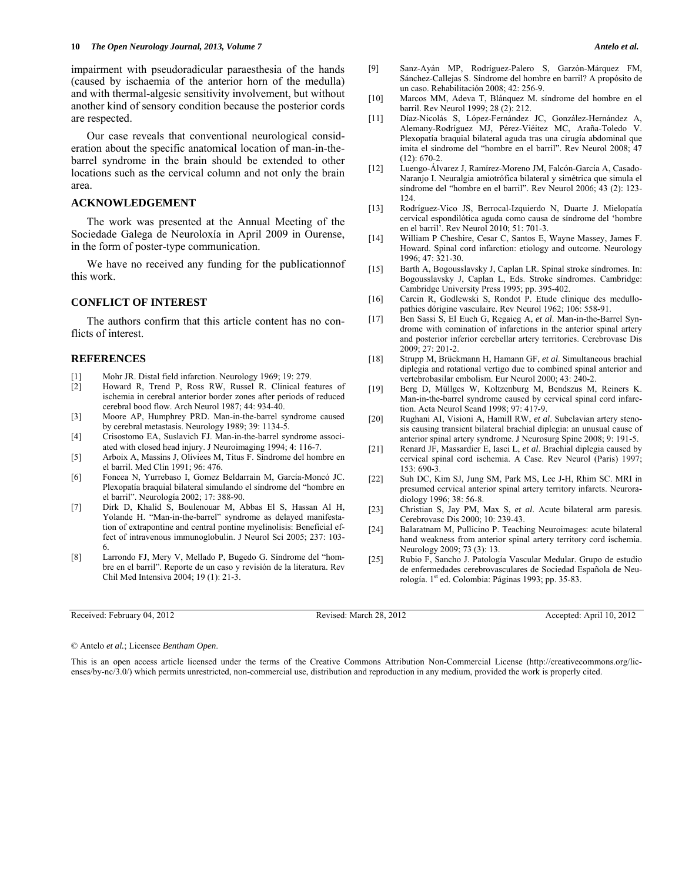impairment with pseudoradicular paraesthesia of the hands (caused by ischaemia of the anterior horn of the medulla) and with thermal-algesic sensitivity involvement, but without another kind of sensory condition because the posterior cords are respected.

Our case reveals that conventional neurological consideration about the specific anatomical location of man-in-the-barrel syndrome in the brain should be extended to other locations such as the cervical column and not only the brain area.

## ACKNOWLEDGEMENT

The work was presented at the Annual Meeting of the Sociedade Galega de Neuroloxía in April 2009 in Ourense, in the form of poster-type communication.

We have no received any funding for the publicationnof this work.

## CONFLICT OF INTEREST

The authors confirm that this article content has no conflicts of interest.

## REFERENCES

[1] Mohr JR. Distal field infarction. Neurology 1969; 19: 279.

[2] Howard R, Trend P, Ross RW, Russel R. Clinical features of ischemia in cerebral anterior border zones after periods of reduced cerebral bood flow. Arch Neurol 1987; 44: 934-40.

[3] Moore AP, Humphrey PRD. Man-in-the-barrel syndrome caused by cerebral metastasis. Neurology 1989; 39: 1134-5.

[4] Crisostomo EA, Suslavich FJ. Man-in-the-barrel syndrome associated with closed head injury. J Neuroimaging 1994; 4: 116-7.

[5] Arboix A, Massins J, Oliviees M, Titus F. Síndrome del hombre en el barril. Med Clin 1991; 96: 476.

[6] Foncea N, Yurrebaso I, Gomez Beldarrain M, García-Moncó JC. Plexopatía braquial bilateral simulando el síndrome del "hombre en el barril". Neurología 2002; 17: 388-90.

[7] Dirk D, Khalid S, Boulenouar M, Abbas El S, Hassan Al H, Yolande H. "Man-in-the-barrel" syndrome as delayed manifestation of extrapontine and central pontine myelinolisis: Beneficial effect of intravenous immunoglobulin. J Neurol Sci 2005; 237: 103-6.

[8] Larrondo FJ, Mery V, Mellado P, Bugedo G. Síndrome del "hombre en el barril". Reporte de un caso y revisión de la literatura. Rev Chil Med Intensiva 2004; 19 (1): 21-3.

[9] Sanz-Ayán MP, Rodríguez-Palero S, Garzón-Márquez FM, Sánchez-Callejas S. Síndrome del hombre en barril? A propósito de un caso. Rehabilitación 2008; 42: 256-9.

[10] Marcos MM, Adeva T, Blánquez M. síndrome del hombre en el barril. Rev Neurol 1999; 28 (2): 212.

[11] Díaz-Nicolás S, López-Fernández JC, González-Hernández A, Alemany-Rodríguez MJ, Pérez-Viéitez MC, Araña-Toledo V. Plexopatía braquial bilateral aguda tras una cirugía abdominal que imita el síndrome del "hombre en el barril". Rev Neurol 2008; 47 (12): 670-2.

[12] Luengo-Álvarez J, Ramírez-Moreno JM, Falcón-García A, Casado-Naranjo I. Neuralgia amiotrófica bilateral y simétrica que simula el síndrome del "hombre en el barril". Rev Neurol 2006; 43 (2): 123-124.

[13] Rodríguez-Vico JS, Berrocal-Izquierdo N, Duarte J. Mielopatía cervical espondilótica aguda como causa de síndrome del 'hombre en el barril'. Rev Neurol 2010; 51: 701-3.

[14] William P Cheshire, Cesar C, Santos E, Wayne Massey, James F. Howard. Spinal cord infarction: etiology and outcome. Neurology 1996; 47: 321-30.

[15] Barth A, Bogousslavsky J, Caplan LR. Spinal stroke síndromes. In: Bogousslavsky J, Caplan L, Eds. Stroke síndromes. Cambridge: Cambridge University Press 1995; pp. 395-402.

[16] Carcin R, Godlewski S, Rondot P. Etude clinique des medullopathies dórigine vasculaire. Rev Neurol 1962; 106: 558-91.

[17] Ben Sassi S, El Euch G, Regaieg A, *et al*. Man-in-the-Barrel Syndrome with comination of infarctions in the anterior spinal artery and posterior inferior cerebellar artery territories. Cerebrovasc Dis 2009; 27: 201-2.

[18] Strupp M, Brückmann H, Hamann GF, *et al*. Simultaneous brachial diplegia and rotational vertigo due to combined spinal anterior and vertebrobasilar embolism. Eur Neurol 2000; 43: 240-2.

[19] Berg D, Müllges W, Koltzenburg M, Bendszus M, Reiners K. Man-in-the-barrel syndrome caused by cervical spinal cord infarction. Acta Neurol Scand 1998; 97: 417-9.

[20] Rughani AI, Visioni A, Hamill RW, *et al*. Subclavian artery stenosis causing transient bilateral brachial diplegia: an unusual cause of anterior spinal artery syndrome. J Neurosurg Spine 2008; 9: 191-5.

[21] Renard JF, Massardier E, Iasci L, *et al*. Brachial diplegia caused by cervical spinal cord ischemia. A Case. Rev Neurol (Paris) 1997; 153: 690-3.

[22] Suh DC, Kim SJ, Jung SM, Park MS, Lee J-H, Rhim SC. MRI in presumed cervical anterior spinal artery territory infarcts. Neuroradiology 1996; 38: 56-8.

[23] Christian S, Jay PM, Max S, *et al*. Acute bilateral arm paresis. Cerebrovasc Dis 2000; 10: 239-43.

[24] Balaratnam M, Pullicino P. Teaching Neuroimages: acute bilateral hand weakness from anterior spinal artery territory cord ischemia. Neurology 2009; 73 (3): 13.

[25] Rubio F, Sancho J. Patología Vascular Medular. Grupo de estudio de enfermedades cerebrovasculares de Sociedad Española de Neurología. 1st ed. Colombia: Páginas 1993; pp. 35-83.

Received: February 04, 2012 Revised: March 28, 2012 Accepted: April 10, 2012

© Antelo *et al.*; Licensee *Bentham Open*.

This is an open access article licensed under the terms of the Creative Commons Attribution Non-Commercial License (http://creativecommons.org/licenses/by-nc/3.0/) which permits unrestricted, non-commercial use, distribution and reproduction in any medium, provided the work is properly cited.